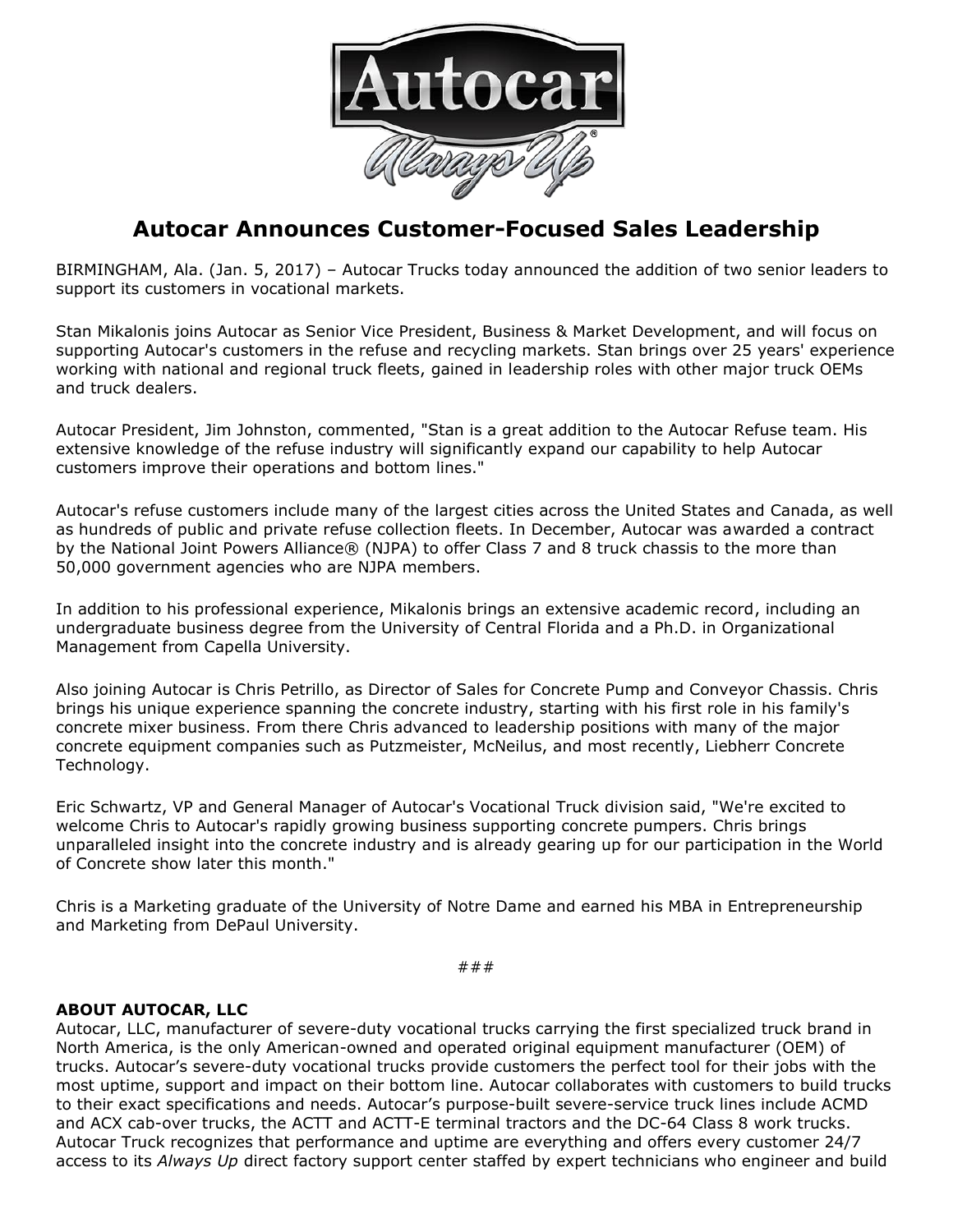# Autocar Announces Customer-Focused Sales Leadership

BIRMINGHAM, Ala. (Jan. 5, 2017) – Autocar Trucks today announced the addition of two senior leaders to support its customers in vocational markets.

Stan Mikalonis joins Autocar as Senior Vice President, Business & Market Development, and will focus on supporting Autocar's customers in the refuse and recycling markets. Stan brings over 25 years' experience working with national and regional truck fleets, gained in leadership roles with other major truck OEMs and truck dealers.

Autocar President, Jim Johnston, commented, "Stan is a great addition to the Autocar Refuse team. His extensive knowledge of the refuse industry will significantly expand our capability to help Autocar customers improve their operations and bottom lines."

Autocar's refuse customers include many of the largest cities across the United States and Canada, as well as hundreds of public and private refuse collection fleets. In December, Autocar was awarded a contract by the National Joint Powers Alliance® (NJPA) to offer Class 7 and 8 truck chassis to the more than 50,000 government agencies who are NJPA members.

In addition to his professional experience, Mikalonis brings an extensive academic record, including an undergraduate business degree from the University of Central Florida and a Ph.D. in Organizational Management from Capella University.

Also joining Autocar is Chris Petrillo, as Director of Sales for Concrete Pump and Conveyor Chassis. Chris brings his unique experience spanning the concrete industry, starting with his first role in his family's concrete mixer business. From there Chris advanced to leadership positions with many of the major concrete equipment companies such as Putzmeister, McNeilus, and most recently, Liebherr Concrete Technology.

Eric Schwartz, VP and General Manager of Autocar's Vocational Truck division said, "We're excited to welcome Chris to Autocar's rapidly growing business supporting concrete pumpers. Chris brings unparalleled insight into the concrete industry and is already gearing up for our participation in the World of Concrete show later this month."

Chris is a Marketing graduate of the University of Notre Dame and earned his MBA in Entrepreneurship and Marketing from DePaul University.

###

**ABOUT AUTOCAR, LLC**

Autocar, LLC, manufacturer of severe-duty vocational trucks carrying the first specialized truck brand in North America, is the only American-owned and operated original equipment manufacturer (OEM) of trucks. Autocar's severe-duty vocational trucks provide customers the perfect tool for their jobs with the most uptime, support and impact on their bottom line. Autocar collaborates with customers to build trucks to their exact specifications and needs. Autocar's purpose-built severe-service truck lines include ACMD and ACX cab-over trucks, the ACTT and ACTT-E terminal tractors and the DC-64 Class 8 work trucks. Autocar Truck recognizes that performance and uptime are everything and offers every customer 24/7 access to its *Always Up* direct factory support center staffed by expert technicians who engineer and build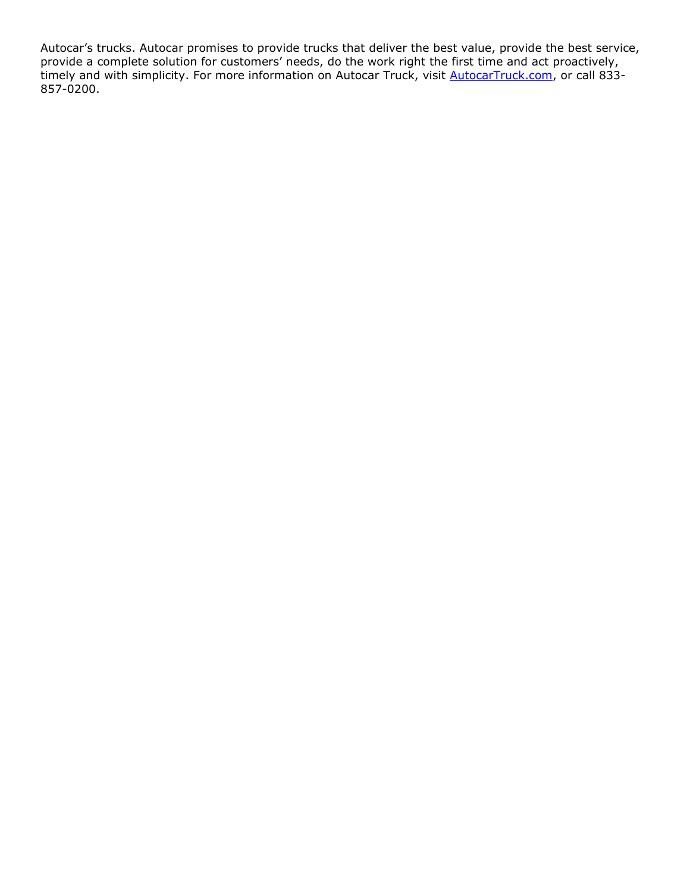Autocar's trucks. Autocar promises to provide trucks that deliver the best value, provide the best service, provide a complete solution for customers' needs, do the work right the first time and act proactively, timely and with simplicity. For more information on Autocar Truck, visit [AutocarTruck.com](http://AutocarTruck.com), or call 833-857-0200.